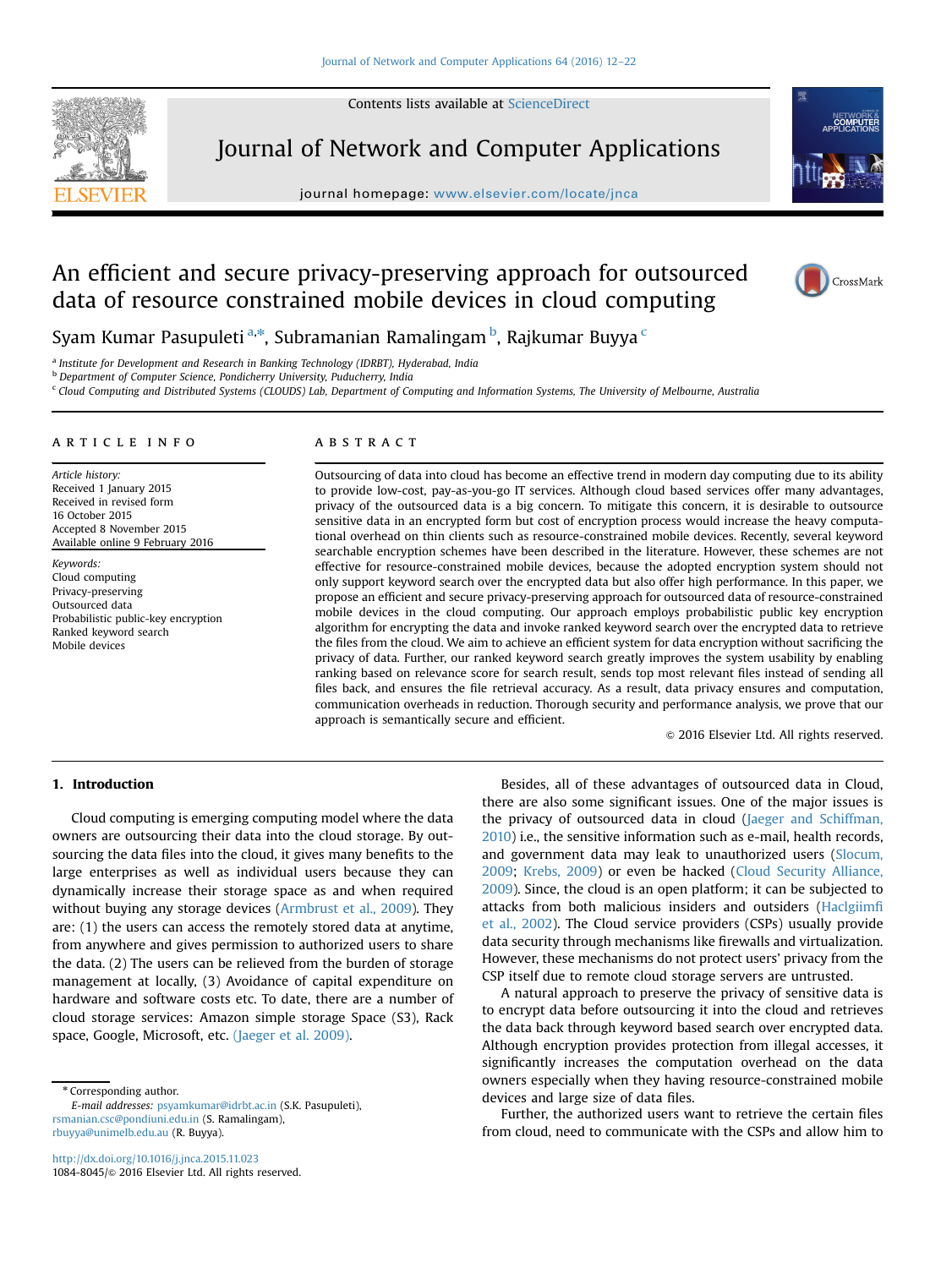# An efficient and secure privacy-preserving approach for outsourced data of resource constrained mobile devices in cloud computing

Syam Kumar Pasupuleti [a,*], Subramanian Ramalingam [b], Rajkumar Buyya [c]

[a] Institute for Development and Research in Banking Technology (IDRBT), Hyderabad, India
[b] Department of Computer Science, Pondicherry University, Puducherry, India
[c] Cloud Computing and Distributed Systems (CLOUDS) Lab, Department of Computing and Information Systems, The University of Melbourne, Australia

## ARTICLE INFO

*Article history:*
Received 1 January 2015
Received in revised form
16 October 2015
Accepted 8 November 2015
Available online 9 February 2016

*Keywords:*
Cloud computing
Privacy-preserving
Outsourced data
Probabilistic public-key encryption
Ranked keyword search
Mobile devices

## ABSTRACT

Outsourcing of data into cloud has become an effective trend in modern day computing due to its ability to provide low-cost, pay-as-you-go IT services. Although cloud based services offer many advantages, privacy of the outsourced data is a big concern. To mitigate this concern, it is desirable to outsource sensitive data in an encrypted form but cost of encryption process would increase the heavy computational overhead on thin clients such as resource-constrained mobile devices. Recently, several keyword searchable encryption schemes have been described in the literature. However, these schemes are not effective for resource-constrained mobile devices, because the adopted encryption system should not only support keyword search over the encrypted data but also offer high performance. In this paper, we propose an efficient and secure privacy-preserving approach for outsourced data of resource-constrained mobile devices in the cloud computing. Our approach employs probabilistic public key encryption algorithm for encrypting the data and invoke ranked keyword search over the encrypted data to retrieve the files from the cloud. We aim to achieve an efficient system for data encryption without sacrificing the privacy of data. Further, our ranked keyword search greatly improves the system usability by enabling ranking based on relevance score for search result, sends top most relevant files instead of sending all files back, and ensures the file retrieval accuracy. As a result, data privacy ensures and computation, communication overheads in reduction. Thorough security and performance analysis, we prove that our approach is semantically secure and efficient.

© 2016 Elsevier Ltd. All rights reserved.

## 1. Introduction

Cloud computing is emerging computing model where the data owners are outsourcing their data into the cloud storage. By outsourcing the data files into the cloud, it gives many benefits to the large enterprises as well as individual users because they can dynamically increase their storage space as and when required without buying any storage devices (Armbrust et al., 2009). They are: (1) the users can access the remotely stored data at anytime, from anywhere and gives permission to authorized users to share the data. (2) The users can be relieved from the burden of storage management at locally, (3) Avoidance of capital expenditure on hardware and software costs etc. To date, there are a number of cloud storage services: Amazon simple storage Space (S3), Rack space, Google, Microsoft, etc. (Jaeger et al. 2009).

Besides, all of these advantages of outsourced data in Cloud, there are also some significant issues. One of the major issues is the privacy of outsourced data in cloud (Jaeger and Schiffman, 2010) i.e., the sensitive information such as e-mail, health records, and government data may leak to unauthorized users (Slocum, 2009; Krebs, 2009) or even be hacked (Cloud Security Alliance, 2009). Since, the cloud is an open platform; it can be subjected to attacks from both malicious insiders and outsiders (Haclgiimfi et al., 2002). The Cloud service providers (CSPs) usually provide data security through mechanisms like firewalls and virtualization. However, these mechanisms do not protect users' privacy from the CSP itself due to remote cloud storage servers are untrusted.

A natural approach to preserve the privacy of sensitive data is to encrypt data before outsourcing it into the cloud and retrieves the data back through keyword based search over encrypted data. Although encryption provides protection from illegal accesses, it significantly increases the computation overhead on the data owners especially when they having resource-constrained mobile devices and large size of data files.

Further, the authorized users want to retrieve the certain files from cloud, need to communicate with the CSPs and allow him to

* Corresponding author.
*E-mail addresses:* psyamkumar@idrbt.ac.in (S.K. Pasupuleti), rsmanian.csc@pondiuni.edu.in (S. Ramalingam), rbuyya@unimelb.edu.au (R. Buyya).

http://dx.doi.org/10.1016/j.jnca.2015.11.023
1084-8045/© 2016 Elsevier Ltd. All rights reserved.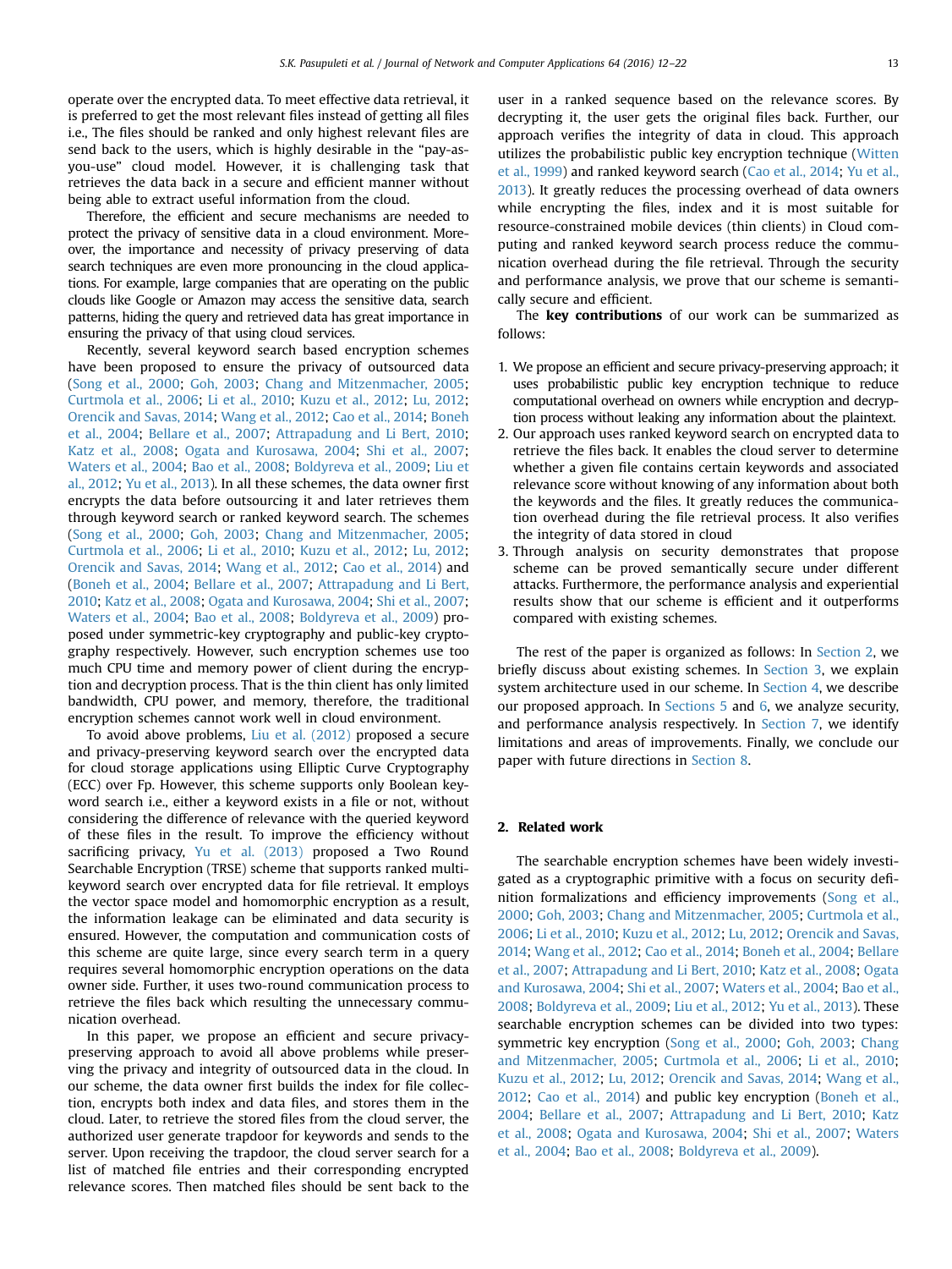operate over the encrypted data. To meet effective data retrieval, it is preferred to get the most relevant files instead of getting all files i.e., The files should be ranked and only highest relevant files are send back to the users, which is highly desirable in the "pay-as-you-use" cloud model. However, it is challenging task that retrieves the data back in a secure and efficient manner without being able to extract useful information from the cloud.

Therefore, the efficient and secure mechanisms are needed to protect the privacy of sensitive data in a cloud environment. Moreover, the importance and necessity of privacy preserving of data search techniques are even more pronouncing in the cloud applications. For example, large companies that are operating on the public clouds like Google or Amazon may access the sensitive data, search patterns, hiding the query and retrieved data has great importance in ensuring the privacy of that using cloud services.

Recently, several keyword search based encryption schemes have been proposed to ensure the privacy of outsourced data (Song et al., 2000; Goh, 2003; Chang and Mitzenmacher, 2005; Curtmola et al., 2006; Li et al., 2010; Kuzu et al., 2012; Lu, 2012; Orencik and Savas, 2014; Wang et al., 2012; Cao et al., 2014; Boneh et al., 2004; Bellare et al., 2007; Attrapadung and Li Bert, 2010; Katz et al., 2008; Ogata and Kurosawa, 2004; Shi et al., 2007; Waters et al., 2004; Bao et al., 2008; Boldyreva et al., 2009; Liu et al., 2012; Yu et al., 2013). In all these schemes, the data owner first encrypts the data before outsourcing it and later retrieves them through keyword search or ranked keyword search. The schemes (Song et al., 2000; Goh, 2003; Chang and Mitzenmacher, 2005; Curtmola et al., 2006; Li et al., 2010; Kuzu et al., 2012; Lu, 2012; Orencik and Savas, 2014; Wang et al., 2012; Cao et al., 2014) and (Boneh et al., 2004; Bellare et al., 2007; Attrapadung and Li Bert, 2010; Katz et al., 2008; Ogata and Kurosawa, 2004; Shi et al., 2007; Waters et al., 2004; Bao et al., 2008; Boldyreva et al., 2009) proposed under symmetric-key cryptography and public-key cryptography respectively. However, such encryption schemes use too much CPU time and memory power of client during the encryption and decryption process. That is the thin client has only limited bandwidth, CPU power, and memory, therefore, the traditional encryption schemes cannot work well in cloud environment.

To avoid above problems, Liu et al. (2012) proposed a secure and privacy-preserving keyword search over the encrypted data for cloud storage applications using Elliptic Curve Cryptography (ECC) over Fp. However, this scheme supports only Boolean keyword search i.e., either a keyword exists in a file or not, without considering the difference of relevance with the queried keyword of these files in the result. To improve the efficiency without sacrificing privacy, Yu et al. (2013) proposed a Two Round Searchable Encryption (TRSE) scheme that supports ranked multi-keyword search over encrypted data for file retrieval. It employs the vector space model and homomorphic encryption as a result, the information leakage can be eliminated and data security is ensured. However, the computation and communication costs of this scheme are quite large, since every search term in a query requires several homomorphic encryption operations on the data owner side. Further, it uses two-round communication process to retrieve the files back which resulting the unnecessary communication overhead.

In this paper, we propose an efficient and secure privacy-preserving approach to avoid all above problems while preserving the privacy and integrity of outsourced data in the cloud. In our scheme, the data owner first builds the index for file collection, encrypts both index and data files, and stores them in the cloud. Later, to retrieve the stored files from the cloud server, the authorized user generate trapdoor for keywords and sends to the server. Upon receiving the trapdoor, the cloud server search for a list of matched file entries and their corresponding encrypted relevance scores. Then matched files should be sent back to the user in a ranked sequence based on the relevance scores. By decrypting it, the user gets the original files back. Further, our approach verifies the integrity of data in cloud. This approach utilizes the probabilistic public key encryption technique (Witten et al., 1999) and ranked keyword search (Cao et al., 2014; Yu et al., 2013). It greatly reduces the processing overhead of data owners while encrypting the files, index and it is most suitable for resource-constrained mobile devices (thin clients) in Cloud computing and ranked keyword search process reduce the communication overhead during the file retrieval. Through the security and performance analysis, we prove that our scheme is semantically secure and efficient.

The **key contributions** of our work can be summarized as follows:

1. We propose an efficient and secure privacy-preserving approach; it uses probabilistic public key encryption technique to reduce computational overhead on owners while encryption and decryption process without leaking any information about the plaintext.
2. Our approach uses ranked keyword search on encrypted data to retrieve the files back. It enables the cloud server to determine whether a given file contains certain keywords and associated relevance score without knowing of any information about both the keywords and the files. It greatly reduces the communication overhead during the file retrieval process. It also verifies the integrity of data stored in cloud
3. Through analysis on security demonstrates that propose scheme can be proved semantically secure under different attacks. Furthermore, the performance analysis and experiential results show that our scheme is efficient and it outperforms compared with existing schemes.

The rest of the paper is organized as follows: In Section 2, we briefly discuss about existing schemes. In Section 3, we explain system architecture used in our scheme. In Section 4, we describe our proposed approach. In Sections 5 and 6, we analyze security, and performance analysis respectively. In Section 7, we identify limitations and areas of improvements. Finally, we conclude our paper with future directions in Section 8.

## 2. Related work

The searchable encryption schemes have been widely investigated as a cryptographic primitive with a focus on security definition formalizations and efficiency improvements (Song et al., 2000; Goh, 2003; Chang and Mitzenmacher, 2005; Curtmola et al., 2006; Li et al., 2010; Kuzu et al., 2012; Lu, 2012; Orencik and Savas, 2014; Wang et al., 2012; Cao et al., 2014; Boneh et al., 2004; Bellare et al., 2007; Attrapadung and Li Bert, 2010; Katz et al., 2008; Ogata and Kurosawa, 2004; Shi et al., 2007; Waters et al., 2004; Bao et al., 2008; Boldyreva et al., 2009; Liu et al., 2012; Yu et al., 2013). These searchable encryption schemes can be divided into two types: symmetric key encryption (Song et al., 2000; Goh, 2003; Chang and Mitzenmacher, 2005; Curtmola et al., 2006; Li et al., 2010; Kuzu et al., 2012; Lu, 2012; Orencik and Savas, 2014; Wang et al., 2012; Cao et al., 2014) and public key encryption (Boneh et al., 2004; Bellare et al., 2007; Attrapadung and Li Bert, 2010; Katz et al., 2008; Ogata and Kurosawa, 2004; Shi et al., 2007; Waters et al., 2004; Bao et al., 2008; Boldyreva et al., 2009).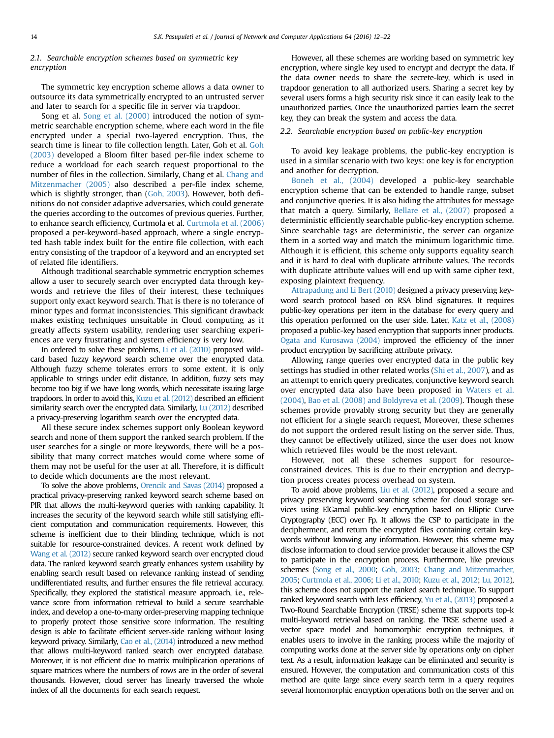### 2.1. Searchable encryption schemes based on symmetric key encryption

The symmetric key encryption scheme allows a data owner to outsource its data symmetrically encrypted to an untrusted server and later to search for a specific file in server via trapdoor.

Song et al. Song et al. (2000) introduced the notion of symmetric searchable encryption scheme, where each word in the file encrypted under a special two-layered encryption. Thus, the search time is linear to file collection length. Later, Goh et al. Goh (2003) developed a Bloom filter based per-file index scheme to reduce a workload for each search request proportional to the number of files in the collection. Similarly, Chang et al. Chang and Mitzenmacher (2005) also described a per-file index scheme, which is slightly stronger, than (Goh, 2003). However, both definitions do not consider adaptive adversaries, which could generate the queries according to the outcomes of previous queries. Further, to enhance search efficiency, Curtmola et al. Curtmola et al. (2006) proposed a per-keyword-based approach, where a single encrypted hash table index built for the entire file collection, with each entry consisting of the trapdoor of a keyword and an encrypted set of related file identifiers.

Although traditional searchable symmetric encryption schemes allow a user to securely search over encrypted data through keywords and retrieve the files of their interest, these techniques support only exact keyword search. That is there is no tolerance of minor types and format inconsistencies. This significant drawback makes existing techniques unsuitable in Cloud computing as it greatly affects system usability, rendering user searching experiences are very frustrating and system efficiency is very low.

In ordered to solve these problems, Li et al. (2010) proposed wildcard based fuzzy keyword search scheme over the encrypted data. Although fuzzy scheme tolerates errors to some extent, it is only applicable to strings under edit distance. In addition, fuzzy sets may become too big if we have long words, which necessitate issuing large trapdoors. In order to avoid this, Kuzu et al. (2012) described an efficient similarity search over the encrypted data. Similarly, Lu (2012) described a privacy-preserving logarithm search over the encrypted data.

All these secure index schemes support only Boolean keyword search and none of them support the ranked search problem. If the user searches for a single or more keywords, there will be a possibility that many correct matches would come where some of them may not be useful for the user at all. Therefore, it is difficult to decide which documents are the most relevant.

To solve the above problems, Orencik and Savas (2014) proposed a practical privacy-preserving ranked keyword search scheme based on PIR that allows the multi-keyword queries with ranking capability. It increases the security of the keyword search while still satisfying efficient computation and communication requirements. However, this scheme is inefficient due to their blinding technique, which is not suitable for resource-constrained devices. A recent work defined by Wang et al. (2012) secure ranked keyword search over encrypted cloud data. The ranked keyword search greatly enhances system usability by enabling search result based on relevance ranking instead of sending undifferentiated results, and further ensures the file retrieval accuracy. Specifically, they explored the statistical measure approach, i.e., relevance score from information retrieval to build a secure searchable index, and develop a one-to-many order-preserving mapping technique to properly protect those sensitive score information. The resulting design is able to facilitate efficient server-side ranking without losing keyword privacy. Similarly, Cao et al., (2014) introduced a new method that allows multi-keyword ranked search over encrypted database. Moreover, it is not efficient due to matrix multiplication operations of square matrices where the numbers of rows are in the order of several thousands. However, cloud server has linearly traversed the whole index of all the documents for each search request.

However, all these schemes are working based on symmetric key encryption, where single key used to encrypt and decrypt the data. If the data owner needs to share the secrete-key, which is used in trapdoor generation to all authorized users. Sharing a secret key by several users forms a high security risk since it can easily leak to the unauthorized parties. Once the unauthorized parties learn the secret key, they can break the system and access the data.

### 2.2. Searchable encryption based on public-key encryption

To avoid key leakage problems, the public-key encryption is used in a similar scenario with two keys: one key is for encryption and another for decryption.

Boneh et al., (2004) developed a public-key searchable encryption scheme that can be extended to handle range, subset and conjunctive queries. It is also hiding the attributes for message that match a query. Similarly, Bellare et al., (2007) proposed a deterministic efficiently searchable public-key encryption scheme. Since searchable tags are deterministic, the server can organize them in a sorted way and match the minimum logarithmic time. Although it is efficient, this scheme only supports equality search and it is hard to deal with duplicate attribute values. The records with duplicate attribute values will end up with same cipher text, exposing plaintext frequency.

Attrapadung and Li Bert (2010) designed a privacy preserving keyword search protocol based on RSA blind signatures. It requires public-key operations per item in the database for every query and this operation performed on the user side. Later, Katz et al., (2008) proposed a public-key based encryption that supports inner products. Ogata and Kurosawa (2004) improved the efficiency of the inner product encryption by sacrificing attribute privacy.

Allowing range queries over encrypted data in the public key settings has studied in other related works (Shi et al., 2007), and as an attempt to enrich query predicates, conjunctive keyword search over encrypted data also have been proposed in Waters et al. (2004), Bao et al. (2008) and Boldyreva et al. (2009). Though these schemes provide provably strong security but they are generally not efficient for a single search request, Moreover, these schemes do not support the ordered result listing on the server side. Thus, they cannot be effectively utilized, since the user does not know which retrieved files would be the most relevant.

However, not all these schemes support for resource-constrained devices. This is due to their encryption and decryption process creates process overhead on system.

To avoid above problems, Liu et al. (2012), proposed a secure and privacy preserving keyword searching scheme for cloud storage services using ElGamal public-key encryption based on Elliptic Curve Cryptography (ECC) over Fp. It allows the CSP to participate in the decipherment, and return the encrypted files containing certain keywords without knowing any information. However, this scheme may disclose information to cloud service provider because it allows the CSP to participate in the encryption process. Furthermore, like previous schemes (Song et al., 2000; Goh, 2003; Chang and Mitzenmacher, 2005; Curtmola et al., 2006; Li et al., 2010; Kuzu et al., 2012; Lu, 2012), this scheme does not support the ranked search technique. To support ranked keyword search with less efficiency, Yu et al., (2013) proposed a Two-Round Searchable Encryption (TRSE) scheme that supports top-k multi-keyword retrieval based on ranking. the TRSE scheme used a vector space model and homomorphic encryption techniques, it enables users to involve in the ranking process while the majority of computing works done at the server side by operations only on cipher text. As a result, information leakage can be eliminated and security is ensured. However, the computation and communication costs of this method are quite large since every search term in a query requires several homomorphic encryption operations both on the server and on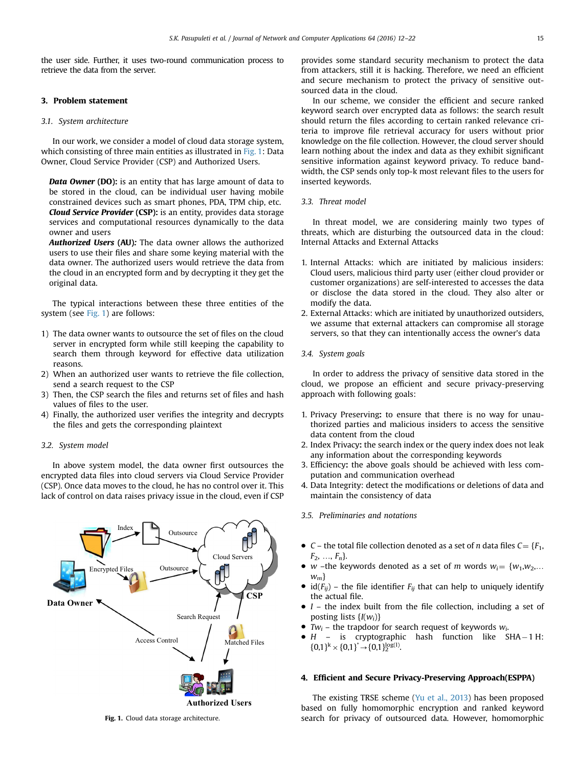the user side. Further, it uses two-round communication process to retrieve the data from the server.

## 3. Problem statement

### 3.1. System architecture

In our work, we consider a model of cloud data storage system, which consisting of three main entities as illustrated in Fig. 1: Data Owner, Cloud Service Provider (CSP) and Authorized Users.

***Data Owner*** **(DO):** is an entity that has large amount of data to be stored in the cloud, can be individual user having mobile constrained devices such as smart phones, PDA, TPM chip, etc.
***Cloud Service Provider*** **(CSP):** is an entity, provides data storage services and computational resources dynamically to the data owner and users
***Authorized Users*** **(AU):** The data owner allows the authorized users to use their files and share some keying material with the data owner. The authorized users would retrieve the data from the cloud in an encrypted form and by decrypting it they get the original data.

The typical interactions between these three entities of the system (see Fig. 1) are follows:

1) The data owner wants to outsource the set of files on the cloud server in encrypted form while still keeping the capability to search them through keyword for effective data utilization reasons.
2) When an authorized user wants to retrieve the file collection, send a search request to the CSP
3) Then, the CSP search the files and returns set of files and hash values of files to the user.
4) Finally, the authorized user verifies the integrity and decrypts the files and gets the corresponding plaintext

### 3.2. System model

In above system model, the data owner first outsources the encrypted data files into cloud servers via Cloud Service Provider (CSP). Once data moves to the cloud, he has no control over it. This lack of control on data raises privacy issue in the cloud, even if CSP provides some standard security mechanism to protect the data from attackers, still it is hacking. Therefore, we need an efficient and secure mechanism to protect the privacy of sensitive outsourced data in the cloud.

In our scheme, we consider the efficient and secure ranked keyword search over encrypted data as follows: the search result should return the files according to certain ranked relevance criteria to improve file retrieval accuracy for users without prior knowledge on the file collection. However, the cloud server should learn nothing about the index and data as they exhibit significant sensitive information against keyword privacy. To reduce bandwidth, the CSP sends only top-k most relevant files to the users for inserted keywords.

Fig. 1. Cloud data storage architecture.

### 3.3. Threat model

In threat model, we are considering mainly two types of threats, which are disturbing the outsourced data in the cloud: Internal Attacks and External Attacks

1. Internal Attacks: which are initiated by malicious insiders: Cloud users, malicious third party user (either cloud provider or customer organizations) are self-interested to accesses the data or disclose the data stored in the cloud. They also alter or modify the data.
2. External Attacks: which are initiated by unauthorized outsiders, we assume that external attackers can compromise all storage servers, so that they can intentionally access the owner's data

### 3.4. System goals

In order to address the privacy of sensitive data stored in the cloud, we propose an efficient and secure privacy-preserving approach with following goals:

1. Privacy Preserving**:** to ensure that there is no way for unauthorized parties and malicious insiders to access the sensitive data content from the cloud
2. Index Privacy**:** the search index or the query index does not leak any information about the corresponding keywords
3. Efficiency**:** the above goals should be achieved with less computation and communication overhead
4. Data Integrity: detect the modifications or deletions of data and maintain the consistency of data

### 3.5. Preliminaries and notations

- $C$ – the total file collection denoted as a set of $n$ data files $C = \{F_1, F_2, \ldots, F_n\}$.
- $w$ –the keywords denoted as a set of $m$ words $w_i = \{w_1, w_2, \ldots w_m\}$
- id($F_{ij}$) – the file identifier $F_{ij}$ that can help to uniquely identify the actual file.
- $I$ – the index built from the file collection, including a set of posting lists $\{I(w_i)\}$
- $Tw_i$ – the trapdoor for search request of keywords $w_i$.
- $H$ – is cryptographic hash function like SHA−1 H: $\{0,1\}^k \times \{0,1\}^* \rightarrow \{0,1\}_2^{\log(l)}$.

## 4. Efficient and Secure Privacy-Preserving Approach(ESPPA)

The existing TRSE scheme (Yu et al., 2013) has been proposed based on fully homomorphic encryption and ranked keyword search for privacy of outsourced data. However, homomorphic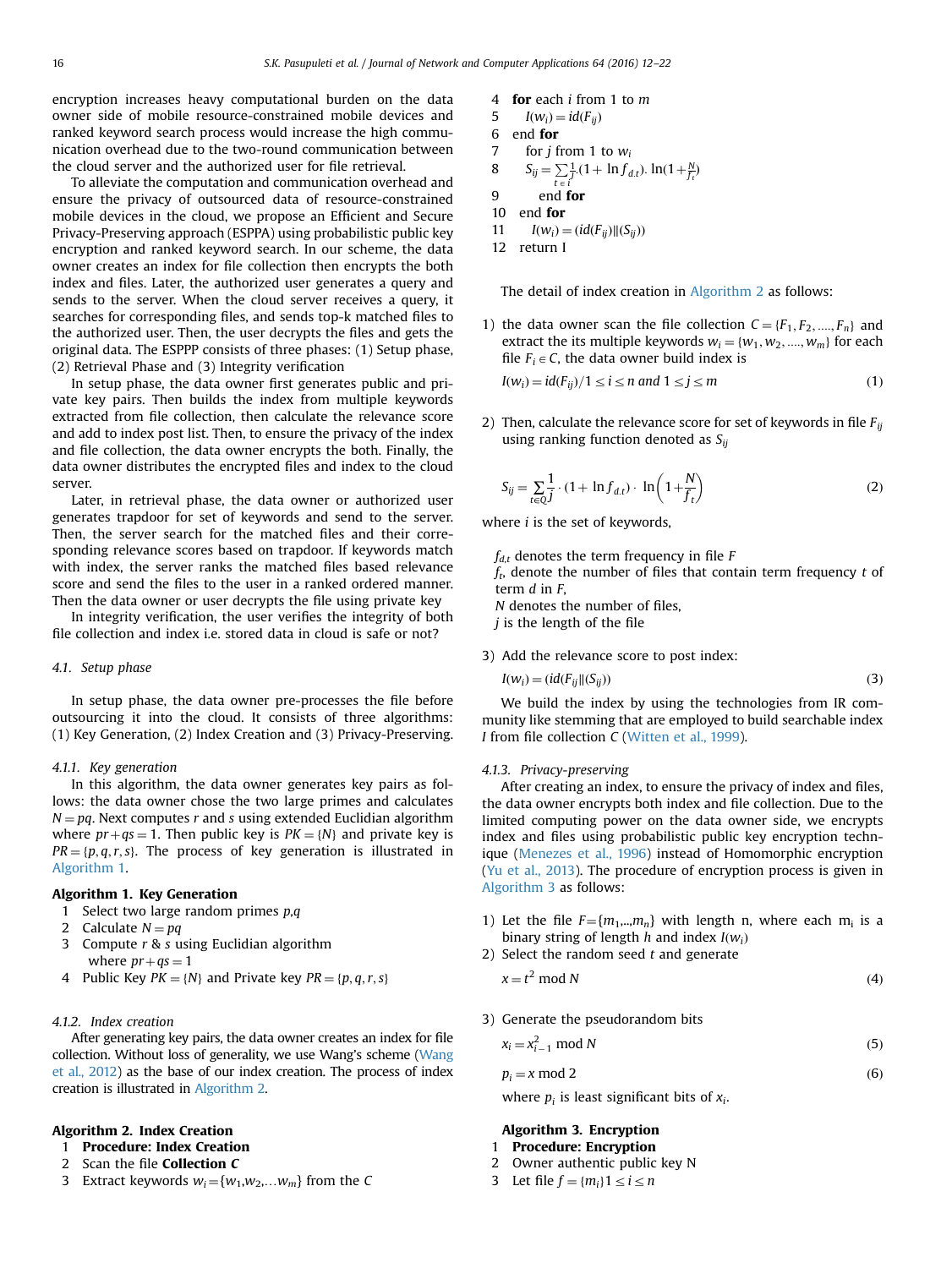encryption increases heavy computational burden on the data owner side of mobile resource-constrained mobile devices and ranked keyword search process would increase the high communication overhead due to the two-round communication between the cloud server and the authorized user for file retrieval.

To alleviate the computation and communication overhead and ensure the privacy of outsourced data of resource-constrained mobile devices in the cloud, we propose an Efficient and Secure Privacy-Preserving approach (ESPPA) using probabilistic public key encryption and ranked keyword search. In our scheme, the data owner creates an index for file collection then encrypts the both index and files. Later, the authorized user generates a query and sends to the server. When the cloud server receives a query, it searches for corresponding files, and sends top-k matched files to the authorized user. Then, the user decrypts the files and gets the original data. The ESPPP consists of three phases: (1) Setup phase, (2) Retrieval Phase and (3) Integrity verification

In setup phase, the data owner first generates public and private key pairs. Then builds the index from multiple keywords extracted from file collection, then calculate the relevance score and add to index post list. Then, to ensure the privacy of the index and file collection, the data owner encrypts the both. Finally, the data owner distributes the encrypted files and index to the cloud server.

Later, in retrieval phase, the data owner or authorized user generates trapdoor for set of keywords and send to the server. Then, the server search for the matched files and their corresponding relevance scores based on trapdoor. If keywords match with index, the server ranks the matched files based relevance score and send the files to the user in a ranked ordered manner. Then the data owner or user decrypts the file using private key

In integrity verification, the user verifies the integrity of both file collection and index i.e. stored data in cloud is safe or not?

### 4.1. Setup phase

In setup phase, the data owner pre-processes the file before outsourcing it into the cloud. It consists of three algorithms: (1) Key Generation, (2) Index Creation and (3) Privacy-Preserving.

#### 4.1.1. Key generation

In this algorithm, the data owner generates key pairs as follows: the data owner chose the two large primes and calculates $N = pq$. Next computes $r$ and $s$ using extended Euclidian algorithm where $pr + qs = 1$. Then public key is $PK = \{N\}$ and private key is $PR = \{p, q, r, s\}$. The process of key generation is illustrated in Algorithm 1.

**Algorithm 1. Key Generation**

1 Select two large random primes $p$,$q$
2 Calculate $N = pq$
3 Compute $r$ & $s$ using Euclidian algorithm where $pr + qs = 1$
4 Public Key $PK = \{N\}$ and Private Key $PR = \{p, q, r, s\}$

#### 4.1.2. Index creation

After generating key pairs, the data owner creates an index for file collection. Without loss of generality, we use Wang's scheme (Wang et al., 2012) as the base of our index creation. The process of index creation is illustrated in Algorithm 2.

**Algorithm 2. Index Creation**

1 **Procedure: Index Creation**
2 Scan the file **Collection *C***
3 Extract keywords $w_i = \{w_1, w_2, \ldots w_m\}$ from the $C$
4 **for** each $i$ from 1 to $m$
5 $\quad I(w_i) = id(F_{ij})$
6 end **for**
7 $\quad$for $j$ from 1 to $w_i$
8 $\quad S_{ij} = \sum_{t \in i} \frac{1}{j} . (1 + \ln f_{d.t}) . \ln(1 + \frac{N}{f_t})$
9 $\quad\quad$end **for**
10 end **for**
11 $\quad I(w_i) = (id(F_{ij}) \| (S_{ij}))$
12 return I

The detail of index creation in Algorithm 2 as follows:

1) the data owner scan the file collection $C = \{F_1, F_2, \ldots, F_n\}$ and extract the its multiple keywords $w_i = \{w_1, w_2, \ldots, w_m\}$ for each file $F_i \in C$, the data owner build index is

$$I(w_i) = id(F_{ij}) / 1 \le i \le n \text{ and } 1 \le j \le m \tag{1}$$

2) Then, calculate the relevance score for set of keywords in file $F_{ij}$ using ranking function denoted as $S_{ij}$

$$S_{ij} = \sum_{t \in Q} \frac{1}{j} \cdot (1 + \ln f_{d.t}) \cdot \ln\left(1 + \frac{N}{f_t}\right) \tag{2}$$

where $i$ is the set of keywords,

$f_{d,t}$ denotes the term frequency in file $F$
$f_t$, denote the number of files that contain term frequency $t$ of term $d$ in $F$,
$N$ denotes the number of files,
$j$ is the length of the file

3) Add the relevance score to post index:

$$I(w_i) = (id(F_{ij} \| (S_{ij})) \tag{3}$$

We build the index by using the technologies from IR community like stemming that are employed to build searchable index $I$ from file collection $C$ (Witten et al., 1999).

#### 4.1.3. Privacy-preserving

After creating an index, to ensure the privacy of index and files, the data owner encrypts both index and file collection. Due to the limited computing power on the data owner side, we encrypts index and files using probabilistic public key encryption technique (Menezes et al., 1996) instead of Homomorphic encryption (Yu et al., 2013). The procedure of encryption process is given in Algorithm 3 as follows:

1) Let the file $F = \{m_1, \ldots, m_n\}$ with length n, where each $m_i$ is a binary string of length $h$ and index $I(w_i)$
2) Select the random seed $t$ and generate

$$x = t^2 \bmod N \tag{4}$$

3) Generate the pseudorandom bits

$$x_i = x_{i-1}^2 \bmod N \tag{5}$$

$$p_i = x \bmod 2 \tag{6}$$

where $p_i$ is least significant bits of $x_i$.

**Algorithm 3. Encryption**

1 **Procedure: Encryption**
2 Owner authentic public key N
3 Let file $f = \{m_i\} 1 \le i \le n$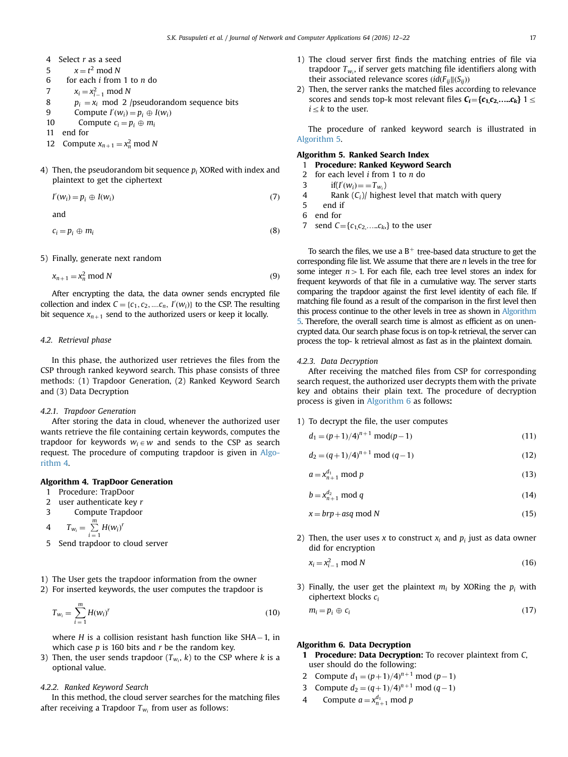4  Select $r$ as a seed
5      $x = t^2 \bmod N$
6    for each $i$ from 1 to $n$ do
7        $x_i = x_{i-1}^2 \bmod N$
8        $p_i = x_i \bmod 2$ /pseudorandom sequence bits
9        Compute $I'(w_i) = p_i \oplus I(w_i)$
10        Compute $c_i = p_i \oplus m_i$
11   end for
12   Compute $x_{n+1} = x_n^2 \bmod N$

4) Then, the pseudorandom bit sequence $p_i$ XORed with index and plaintext to get the ciphertext

$$I'(w_i) = p_i \oplus I(w_i) \tag{7}$$

and

$$c_i = p_i \oplus m_i \tag{8}$$

5) Finally, generate next random

$$x_{n+1} = x_n^2 \bmod N \tag{9}$$

After encrypting the data, the data owner sends encrypted file collection and index $C = \{c_1, c_2, \ldots c_n, \ I'(w_i)\}$ to the CSP. The resulting bit sequence $x_{n+1}$ send to the authorized users or keep it locally.

### 4.2. Retrieval phase

In this phase, the authorized user retrieves the files from the CSP through ranked keyword search. This phase consists of three methods: (1) Trapdoor Generation, (2) Ranked Keyword Search and (3) Data Decryption

#### 4.2.1. Trapdoor Generation

After storing the data in cloud, whenever the authorized user wants retrieve the file containing certain keywords, computes the trapdoor for keywords $w_i \in w$ and sends to the CSP as search request. The procedure of computing trapdoor is given in Algorithm 4.

**Algorithm 4. TrapDoor Generation**

1  Procedure: TrapDoor
2  user authenticate key $r$
3      Compute Trapdoor
4      $T_{w_i} = \sum_{i=1}^{m} H(w_i)^r$
5  Send trapdoor to cloud server

1) The User gets the trapdoor information from the owner
2) For inserted keywords, the user computes the trapdoor is

$$T_{w_i} = \sum_{i=1}^{m} H(w_i)^r \tag{10}$$

where $H$ is a collision resistant hash function like SHA−1, in which case $p$ is 160 bits and $r$ be the random key.

3) Then, the user sends trapdoor $(T_{w_i}, k)$ to the CSP where $k$ is a optional value.

#### 4.2.2. Ranked Keyword Search

In this method, the cloud server searches for the matching files after receiving a Trapdoor $T_{w_i}$ from user as follows:

1) The cloud server first finds the matching entries of file via trapdoor $T_{w_i}$, if server gets matching file identifiers along with their associated relevance scores $(id(F_{ij} \| (S_{ij}))$
2) Then, the server ranks the matched files according to relevance scores and sends top-k most relevant files $\boldsymbol{C_i = \{c_1, c_2, \ldots . c_k\}}$ $1 \le i \le k$ to the user.

The procedure of ranked keyword search is illustrated in Algorithm 5.

**Algorithm 5. Ranked Search Index**

1  **Procedure: Ranked Keyword Search**
2  for each level $i$ from 1 to $n$ do
3      if$(I'(w_i) == T_{w_i})$
4      Rank $(C_i)$/ highest level that match with query
5    end if
6  end for
7  send $C = \{c_1, c_2, \ldots . c_k,\}$ to the user

To search the files, we use a $B^+$ tree-based data structure to get the corresponding file list. We assume that there are $n$ levels in the tree for some integer $n > 1$. For each file, each tree level stores an index for frequent keywords of that file in a cumulative way. The server starts comparing the trapdoor against the first level identity of each file. If matching file found as a result of the comparison in the first level then this process continue to the other levels in tree as shown in Algorithm 5. Therefore, the overall search time is almost as efficient as on unencrypted data. Our search phase focus is on top-k retrieval, the server can process the top- k retrieval almost as fast as in the plaintext domain.

#### 4.2.3. Data Decryption

After receiving the matched files from CSP for corresponding search request, the authorized user decrypts them with the private key and obtains their plain text. The procedure of decryption process is given in Algorithm 6 as follows**:**

1) To decrypt the file, the user computes

$$d_1 = (p+1)/4)^{n+1} \bmod (p-1) \tag{11}$$

$$d_2 = (q+1)/4)^{n+1} \bmod (q-1) \tag{12}$$

$$a = x_{n+1}^{d_1} \bmod p \tag{13}$$

$$b = x_{n+1}^{d_2} \bmod q \tag{14}$$

$$x = brp + asq \bmod N \tag{15}$$

2) Then, the user uses $x$ to construct $x_i$ and $p_i$ just as data owner did for encryption

$$x_i = x_{i-1}^2 \bmod N \tag{16}$$

3) Finally, the user get the plaintext $m_i$ by XORing the $p_i$ with ciphertext blocks $c_i$

$$m_i = p_i \oplus c_i \tag{17}$$

**Algorithm 6. Data Decryption**

**1  Procedure: Data Decryption:** To recover plaintext from $C$, user should do the following:
2  Compute $d_1 = (p+1)/4)^{n+1} \bmod (p-1)$
3  Compute $d_2 = (q+1)/4)^{n+1} \bmod (q-1)$
4      Compute $a = x_{n+1}^{d_1} \bmod p$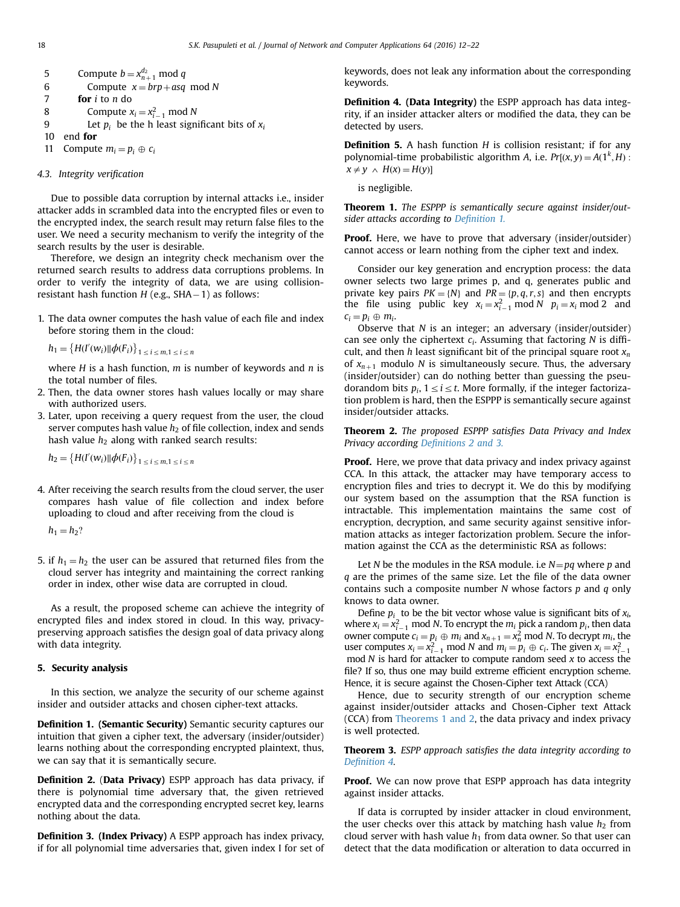```
5      Compute b = x_{n+1}^{d_2} mod q
6          Compute  x = brp + asq  mod N
7      for i to n do
8          Compute x_i = x_{i-1}^2 mod N
9          Let p_i  be the h least significant bits of x_i
10   end for
11   Compute m_i = p_i ⊕ c_i
```

### 4.3. Integrity verification

Due to possible data corruption by internal attacks i.e., insider attacker adds in scrambled data into the encrypted files or even to the encrypted index, the search result may return false files to the user. We need a security mechanism to verify the integrity of the search results by the user is desirable.

Therefore, we design an integrity check mechanism over the returned search results to address data corruptions problems. In order to verify the integrity of data, we are using collision-resistant hash function $H$ (e.g., SHA−1) as follows:

1. The data owner computes the hash value of each file and index before storing them in the cloud:

   $h_1 = \{H(I'(w_i) \| \phi(F_i)\}_{1 \le i \le m, 1 \le i \le n}$

   where $H$ is a hash function, $m$ is number of keywords and $n$ is the total number of files.
2. Then, the data owner stores hash values locally or may share with authorized users.
3. Later, upon receiving a query request from the user, the cloud server computes hash value $h_2$ of file collection, index and sends hash value $h_2$ along with ranked search results:

   $h_2 = \{H(I'(w_i) \| \phi(F_i)\}_{1 \le i \le m, 1 \le i \le n}$

4. After receiving the search results from the cloud server, the user compares hash value of file collection and index before uploading to cloud and after receiving from the cloud is

   $h_1 = h_2?$

5. if $h_1 = h_2$ the user can be assured that returned files from the cloud server has integrity and maintaining the correct ranking order in index, other wise data are corrupted in cloud.

As a result, the proposed scheme can achieve the integrity of encrypted files and index stored in cloud. In this way, privacy-preserving approach satisfies the design goal of data privacy along with data integrity.

## 5. Security analysis

In this section, we analyze the security of our scheme against insider and outsider attacks and chosen cipher-text attacks.

**Definition 1. (Semantic Security)** Semantic security captures our intuition that given a cipher text, the adversary (insider/outsider) learns nothing about the corresponding encrypted plaintext, thus, we can say that it is semantically secure.

**Definition 2.** (**Data Privacy**) ESPP approach has data privacy, if there is polynomial time adversary that, the given retrieved encrypted data and the corresponding encrypted secret key, learns nothing about the data.

**Definition 3. (Index Privacy)** A ESPP approach has index privacy, if for all polynomial time adversaries that, given index I for set of keywords, does not leak any information about the corresponding keywords.

**Definition 4. (Data Integrity)** the ESPP approach has data integrity, if an insider attacker alters or modified the data, they can be detected by users.

**Definition 5.** A hash function $H$ is collision resistant; if for any polynomial-time probabilistic algorithm $A$, i.e. $Pr[(x, y) = A(1^k, H) : x \ne y \wedge H(x) = H(y)]$

is negligible.

**Theorem 1.** *The ESPPP is semantically secure against insider/outsider attacks according to Definition 1.*

**Proof.** Here, we have to prove that adversary (insider/outsider) cannot access or learn nothing from the cipher text and index.

Consider our key generation and encryption process: the data owner selects two large primes p, and q, generates public and private key pairs $PK = \{N\}$ and $PR = \{p, q, r, s\}$ and then encrypts the file using public key $x_i = x_{i-1}^2 \bmod N$ $p_i = x_i \bmod 2$ and $c_i = p_i \oplus m_i$.

Observe that $N$ is an integer; an adversary (insider/outsider) can see only the ciphertext $c_i$. Assuming that factoring $N$ is difficult, and then $h$ least significant bit of the principal square root $x_n$ of $x_{n+1}$ modulo $N$ is simultaneously secure. Thus, the adversary (insider/outsider) can do nothing better than guessing the pseudorandom bits $p_i, 1 \le i \le t$. More formally, if the integer factorization problem is hard, then the ESPPP is semantically secure against insider/outsider attacks.

**Theorem 2.** *The proposed ESPPP satisfies Data Privacy and Index Privacy according Definitions 2 and 3.*

**Proof.** Here, we prove that data privacy and index privacy against CCA. In this attack, the attacker may have temporary access to encryption files and tries to decrypt it. We do this by modifying our system based on the assumption that the RSA function is intractable. This implementation maintains the same cost of encryption, decryption, and same security against sensitive information attacks as integer factorization problem. Secure the information against the CCA as the deterministic RSA as follows:

Let $N$ be the modules in the RSA module. i.e $N = pq$ where $p$ and $q$ are the primes of the same size. Let the file of the data owner contains such a composite number $N$ whose factors $p$ and $q$ only knows to data owner.

Define $p_i$ to be the bit vector whose value is significant bits of $x_i$, where $x_i = x_{i-1}^2 \bmod N$. To encrypt the $m_i$ pick a random $p_i$, then data owner compute $c_i = p_i \oplus m_i$ and $x_{n+1} = x_n^2 \bmod N$. To decrypt $m_i$, the user computes $x_i = x_{i-1}^2 \bmod N$ and $m_i = p_i \oplus c_i$. The given $x_i = x_{i-1}^2 \bmod N$ is hard for attacker to compute random seed $x$ to access the file? If so, thus one may build extreme efficient encryption scheme. Hence, it is secure against the Chosen-Cipher text Attack (CCA)

Hence, due to security strength of our encryption scheme against insider/outsider attacks and Chosen-Cipher text Attack (CCA) from Theorems 1 and 2, the data privacy and index privacy is well protected.

**Theorem 3.** *ESPP approach satisfies the data integrity according to Definition 4.*

**Proof.** We can now prove that ESPP approach has data integrity against insider attacks.

If data is corrupted by insider attacker in cloud environment, the user checks over this attack by matching hash value $h_2$ from cloud server with hash value $h_1$ from data owner. So that user can detect that the data modification or alteration to data occurred in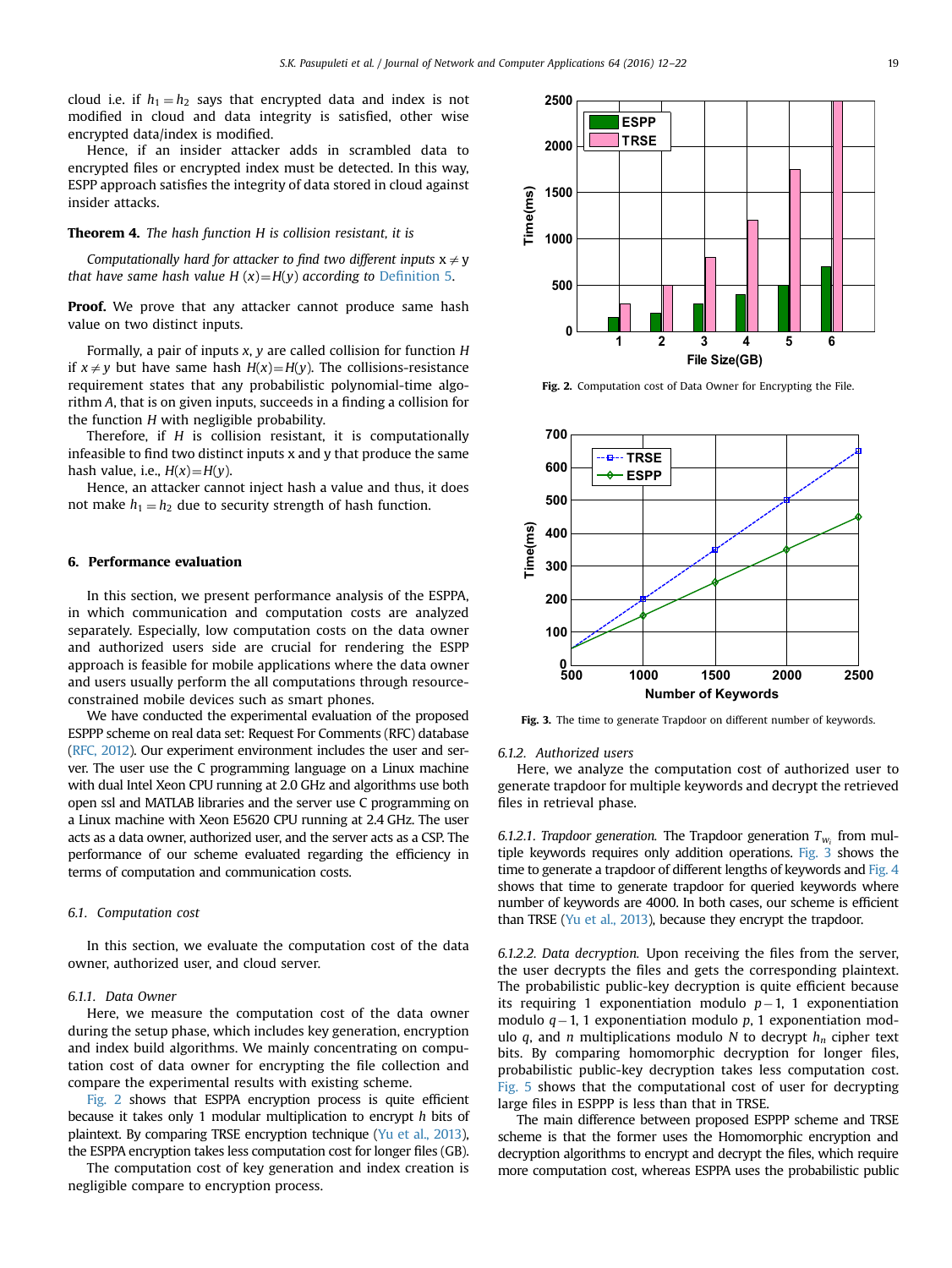cloud i.e. if $h_1 = h_2$ says that encrypted data and index is not modified in cloud and data integrity is satisfied, other wise encrypted data/index is modified.

Hence, if an insider attacker adds in scrambled data to encrypted files or encrypted index must be detected. In this way, ESPP approach satisfies the integrity of data stored in cloud against insider attacks.

**Theorem 4.** *The hash function H is collision resistant, it is*

*Computationally hard for attacker to find two different inputs* $x \neq y$ *that have same hash value* $H(x) = H(y)$ *according to Definition 5.*

**Proof.** We prove that any attacker cannot produce same hash value on two distinct inputs.

Formally, a pair of inputs $x$, $y$ are called collision for function $H$ if $x \neq y$ but have same hash $H(x) = H(y)$. The collisions-resistance requirement states that any probabilistic polynomial-time algorithm $A$, that is on given inputs, succeeds in a finding a collision for the function $H$ with negligible probability.

Therefore, if $H$ is collision resistant, it is computationally infeasible to find two distinct inputs x and y that produce the same hash value, i.e., $H(x) = H(y)$.

Hence, an attacker cannot inject hash a value and thus, it does not make $h_1 = h_2$ due to security strength of hash function.

## 6. Performance evaluation

In this section, we present performance analysis of the ESPPA, in which communication and computation costs are analyzed separately. Especially, low computation costs on the data owner and authorized users side are crucial for rendering the ESPP approach is feasible for mobile applications where the data owner and users usually perform the all computations through resource-constrained mobile devices such as smart phones.

We have conducted the experimental evaluation of the proposed ESPPP scheme on real data set: Request For Comments (RFC) database (RFC, 2012). Our experiment environment includes the user and server. The user use the C programming language on a Linux machine with dual Intel Xeon CPU running at 2.0 GHz and algorithms use both open ssl and MATLAB libraries and the server use C programming on a Linux machine with Xeon E5620 CPU running at 2.4 GHz. The user acts as a data owner, authorized user, and the server acts as a CSP. The performance of our scheme evaluated regarding the efficiency in terms of computation and communication costs.

### 6.1. Computation cost

In this section, we evaluate the computation cost of the data owner, authorized user, and cloud server.

#### 6.1.1. Data Owner

Here, we measure the computation cost of the data owner during the setup phase, which includes key generation, encryption and index build algorithms. We mainly concentrating on computation cost of data owner for encrypting the file collection and compare the experimental results with existing scheme.

Fig. 2 shows that ESPPA encryption process is quite efficient because it takes only 1 modular multiplication to encrypt $h$ bits of plaintext. By comparing TRSE encryption technique (Yu et al., 2013), the ESPPA encryption takes less computation cost for longer files (GB).

The computation cost of key generation and index creation is negligible compare to encryption process.

**Fig. 2.** Computation cost of Data Owner for Encrypting the File.

**Fig. 3.** The time to generate Trapdoor on different number of keywords.

#### 6.1.2. Authorized users

Here, we analyze the computation cost of authorized user to generate trapdoor for multiple keywords and decrypt the retrieved files in retrieval phase.

*6.1.2.1. Trapdoor generation.* The Trapdoor generation $T_{w_i}$ from multiple keywords requires only addition operations. Fig. 3 shows the time to generate a trapdoor of different lengths of keywords and Fig. 4 shows that time to generate trapdoor for queried keywords where number of keywords are 4000. In both cases, our scheme is efficient than TRSE (Yu et al., 2013), because they encrypt the trapdoor.

*6.1.2.2. Data decryption.* Upon receiving the files from the server, the user decrypts the files and gets the corresponding plaintext. The probabilistic public-key decryption is quite efficient because its requiring 1 exponentiation modulo $p-1$, 1 exponentiation modulo $q-1$, 1 exponentiation modulo $p$, 1 exponentiation modulo $q$, and $n$ multiplications modulo $N$ to decrypt $h_n$ cipher text bits. By comparing homomorphic decryption for longer files, probabilistic public-key decryption takes less computation cost. Fig. 5 shows that the computational cost of user for decrypting large files in ESPPP is less than that in TRSE.

The main difference between proposed ESPPP scheme and TRSE scheme is that the former uses the Homomorphic encryption and decryption algorithms to encrypt and decrypt the files, which require more computation cost, whereas ESPPA uses the probabilistic public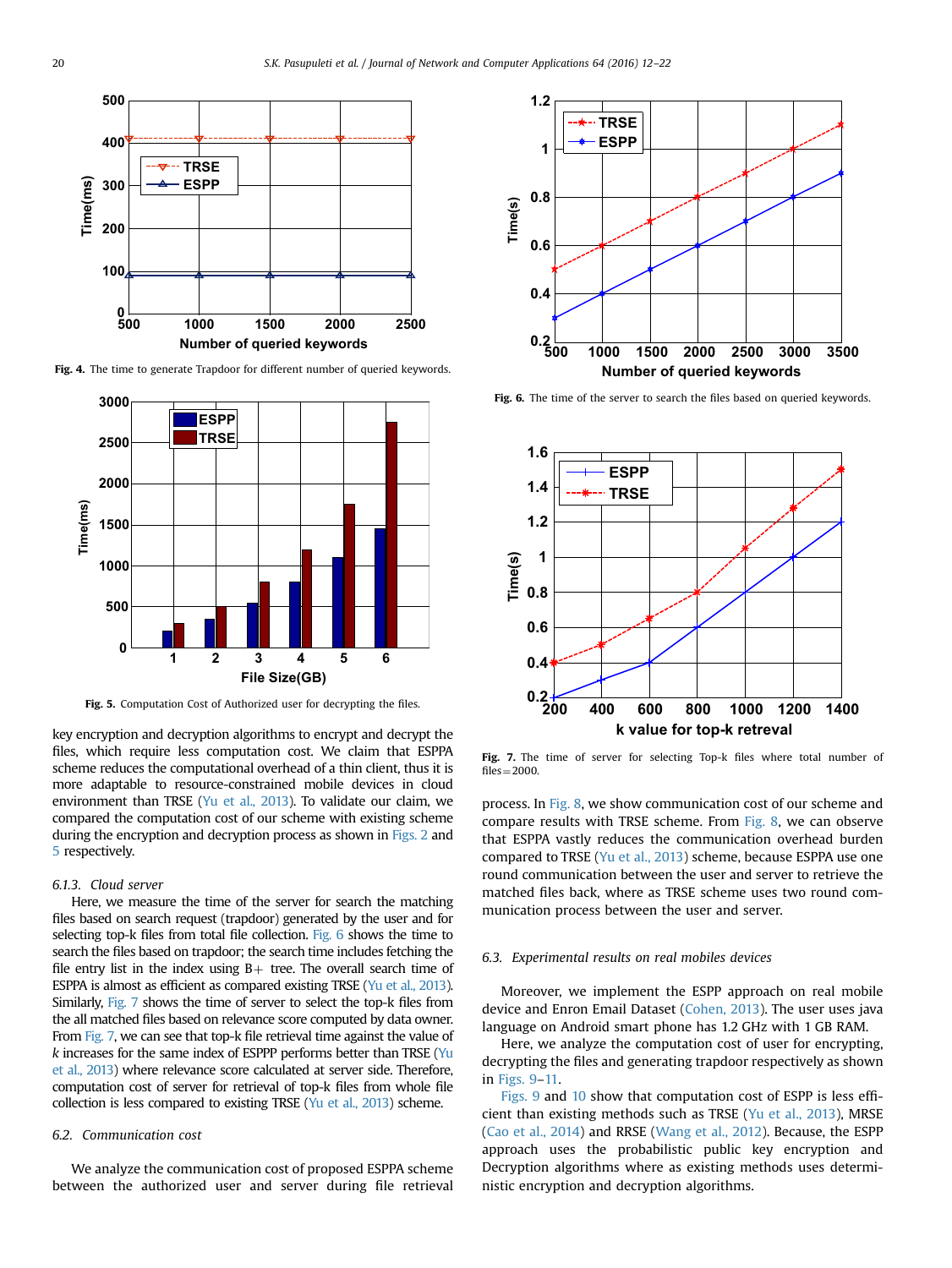Fig. 4. The time to generate Trapdoor for different number of queried keywords.

Fig. 5. Computation Cost of Authorized user for decrypting the files.

key encryption and decryption algorithms to encrypt and decrypt the files, which require less computation cost. We claim that ESPPA scheme reduces the computational overhead of a thin client, thus it is more adaptable to resource-constrained mobile devices in cloud environment than TRSE (Yu et al., 2013). To validate our claim, we compared the computation cost of our scheme with existing scheme during the encryption and decryption process as shown in Figs. 2 and 5 respectively.

#### 6.1.3. Cloud server

Here, we measure the time of the server for search the matching files based on search request (trapdoor) generated by the user and for selecting top-k files from total file collection. Fig. 6 shows the time to search the files based on trapdoor; the search time includes fetching the file entry list in the index using B+ tree. The overall search time of ESPPA is almost as efficient as compared existing TRSE (Yu et al., 2013). Similarly, Fig. 7 shows the time of server to select the top-k files from the all matched files based on relevance score computed by data owner. From Fig. 7, we can see that top-k file retrieval time against the value of *k* increases for the same index of ESPPP performs better than TRSE (Yu et al., 2013) where relevance score calculated at server side. Therefore, computation cost of server for retrieval of top-k files from whole file collection is less compared to existing TRSE (Yu et al., 2013) scheme.

### 6.2. Communication cost

We analyze the communication cost of proposed ESPPA scheme between the authorized user and server during file retrieval process. In Fig. 8, we show communication cost of our scheme and compare results with TRSE scheme. From Fig. 8, we can observe that ESPPA vastly reduces the communication overhead burden compared to TRSE (Yu et al., 2013) scheme, because ESPPA use one round communication between the user and server to retrieve the matched files back, where as TRSE scheme uses two round communication process between the user and server.

Fig. 6. The time of the server to search the files based on queried keywords.

Fig. 7. The time of server for selecting Top-k files where total number of files=2000.

### 6.3. Experimental results on real mobiles devices

Moreover, we implement the ESPP approach on real mobile device and Enron Email Dataset (Cohen, 2013). The user uses java language on Android smart phone has 1.2 GHz with 1 GB RAM.

Here, we analyze the computation cost of user for encrypting, decrypting the files and generating trapdoor respectively as shown in Figs. 9–11.

Figs. 9 and 10 show that computation cost of ESPP is less efficient than existing methods such as TRSE (Yu et al., 2013), MRSE (Cao et al., 2014) and RRSE (Wang et al., 2012). Because, the ESPP approach uses the probabilistic public key encryption and Decryption algorithms where as existing methods uses deterministic encryption and decryption algorithms.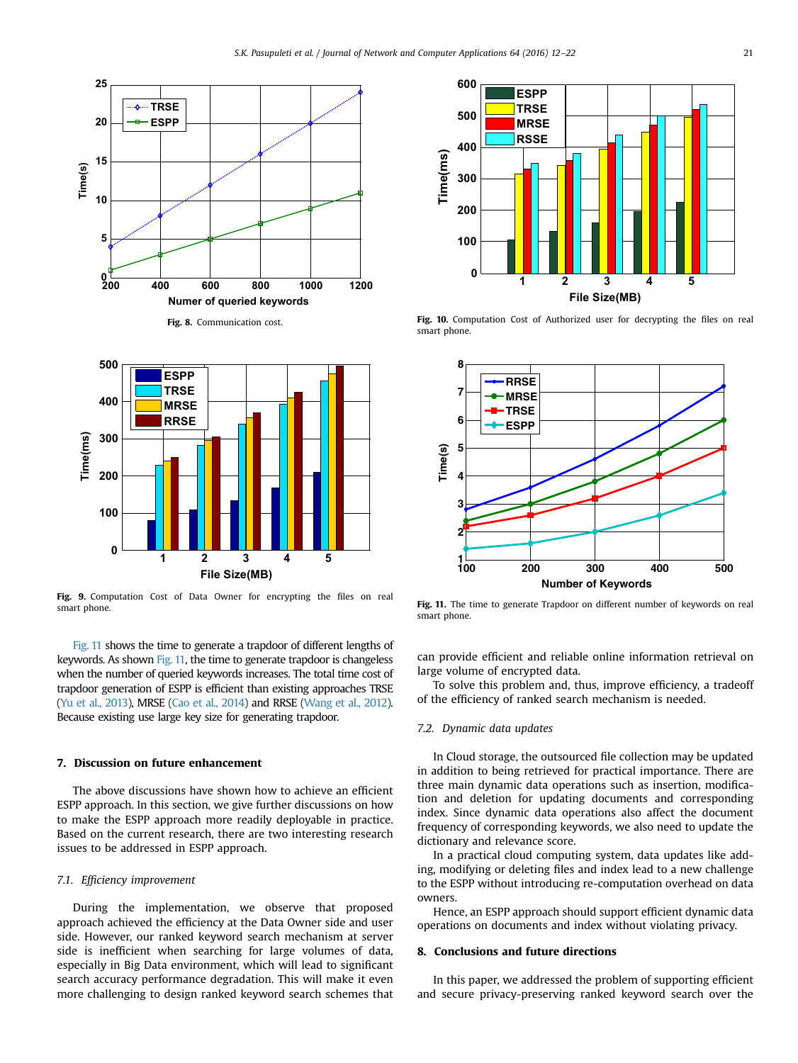Fig. 8. Communication cost.

Fig. 9. Computation Cost of Data Owner for encrypting the files on real smart phone.

Fig. 10. Computation Cost of Authorized user for decrypting the files on real smart phone.

Fig. 11. The time to generate Trapdoor on different number of keywords on real smart phone.

Fig. 11 shows the time to generate a trapdoor of different lengths of keywords. As shown Fig. 11, the time to generate trapdoor is changeless when the number of queried keywords increases. The total time cost of trapdoor generation of ESPP is efficient than existing approaches TRSE (Yu et al., 2013), MRSE (Cao et al., 2014) and RRSE (Wang et al., 2012). Because existing use large key size for generating trapdoor.

## 7. Discussion on future enhancement

The above discussions have shown how to achieve an efficient ESPP approach. In this section, we give further discussions on how to make the ESPP approach more readily deployable in practice. Based on the current research, there are two interesting research issues to be addressed in ESPP approach.

### 7.1. Efficiency improvement

During the implementation, we observe that proposed approach achieved the efficiency at the Data Owner side and user side. However, our ranked keyword search mechanism at server side is inefficient when searching for large volumes of data, especially in Big Data environment, which will lead to significant search accuracy performance degradation. This will make it even more challenging to design ranked keyword search schemes that can provide efficient and reliable online information retrieval on large volume of encrypted data.

To solve this problem and, thus, improve efficiency, a tradeoff of the efficiency of ranked search mechanism is needed.

### 7.2. Dynamic data updates

In Cloud storage, the outsourced file collection may be updated in addition to being retrieved for practical importance. There are three main dynamic data operations such as insertion, modification and deletion for updating documents and corresponding index. Since dynamic data operations also affect the document frequency of corresponding keywords, we also need to update the dictionary and relevance score.

In a practical cloud computing system, data updates like adding, modifying or deleting files and index lead to a new challenge to the ESPP without introducing re-computation overhead on data owners.

Hence, an ESPP approach should support efficient dynamic data operations on documents and index without violating privacy.

## 8. Conclusions and future directions

In this paper, we addressed the problem of supporting efficient and secure privacy-preserving ranked keyword search over the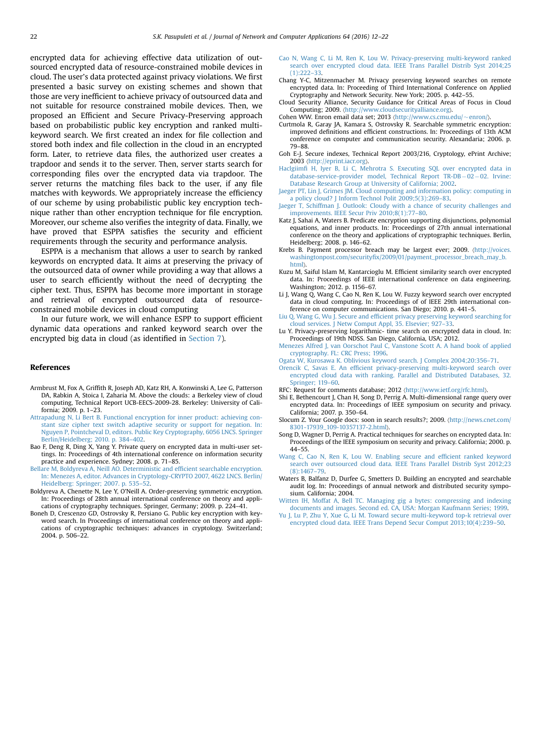encrypted data for achieving effective data utilization of outsourced encrypted data of resource-constrained mobile devices in cloud. The user's data protected against privacy violations. We first presented a basic survey on existing schemes and shown that those are very inefficient to achieve privacy of outsourced data and not suitable for resource constrained mobile devices. Then, we proposed an Efficient and Secure Privacy-Preserving approach based on probabilistic public key encryption and ranked multi-keyword search. We first created an index for file collection and stored both index and file collection in the cloud in an encrypted form. Later, to retrieve data files, the authorized user creates a trapdoor and sends it to the server. Then, server starts search for corresponding files over the encrypted data via trapdoor. The server returns the matching files back to the user, if any file matches with keywords. We appropriately increase the efficiency of our scheme by using probabilistic public key encryption technique rather than other encryption technique for file encryption. Moreover, our scheme also verifies the integrity of data. Finally, we have proved that ESPPA satisfies the security and efficient requirements through the security and performance analysis.

ESPPA is a mechanism that allows a user to search by ranked keywords on encrypted data. It aims at preserving the privacy of the outsourced data of owner while providing a way that allows a user to search efficiently without the need of decrypting the cipher text. Thus, ESPPA has become more important in storage and retrieval of encrypted outsourced data of resource-constrained mobile devices in cloud computing

In our future work, we will enhance ESPP to support efficient dynamic data operations and ranked keyword search over the encrypted big data in cloud (as identified in Section 7).

## References

Armbrust M, Fox A, Griffith R, Joseph AD, Katz RH, A. Konwinski A, Lee G, Patterson DA, Rabkin A, Stoica I, Zaharia M. Above the clouds: a Berkeley view of cloud computing, Technical Report UCB-EECS-2009-28. Berkeley: University of California; 2009. p. 1–23.

Attrapadung N, Li Bert B. Functional encryption for inner product: achieving constant size cipher text switch adaptive security or support for negation. In: Nguyen P, Pointcheval D, editors. Public Key Cryptography, 6056 LNCS. Springer Berlin/Heidelberg; 2010. p. 384–402.

Bao F, Deng R, Ding X, Yang Y. Private query on encrypted data in multi-user settings. In: Proceedings of 4th international conference on information security practice and experience. Sydney; 2008. p. 71–85.

Bellare M, Boldyreva A, Neill AO. Deterministic and efficient searchable encryption. In: Menezes A, editor. Advances in Cryptology-CRYPTO 2007, 4622 LNCS. Berlin/Heidelberg: Springer; 2007. p. 535–52.

Boldyreva A, Chenette N, Lee Y, O'Neill A. Order-preserving symmetric encryption. In: Proceedings of 28th annual international conference on theory and applications of cryptography techniques. Springer, Germany; 2009. p. 224–41.

Boneh D, Crescenzo GD, Ostrovsky R, Persiano G. Public key encryption with keyword search. In Proceedings of international conference on theory and applications of cryptographic techniques: advances in cryptology. Switzerland; 2004. p. 506–22.

Cao N, Wang C, Li M, Ren K, Lou W. Privacy-preserving multi-keyword ranked search over encrypted cloud data. IEEE Trans Parallel Distrib Syst 2014;25(1):222–33.

Chang Y-C, Mitzenmacher M. Privacy preserving keyword searches on remote encrypted data. In: Proceeding of Third International Conference on Applied Cryptography and Network Security. New York; 2005. p. 442–55.

Cloud Security Alliance, Security Guidance for Critical Areas of Focus in Cloud Computing; 2009. ⟨http://www.cloudsecurityalliance.org⟩.

Cohen WW. Enron email data set; 2013 ⟨http://www.cs.cmu.edu/~enron/⟩.

Curtmola R, Garay JA, Kamara S, Ostrovsky R. Searchable symmetric encryption: improved definitions and efficient constructions. In: Proceedings of 13th ACM conference on computer and communication security. Alexandaria; 2006. p. 79–88.

Goh E-J. Secure indexes, Technical Report 2003/216, Cryptology, ePrint Archive; 2003 ⟨http://eprint.iacr.org⟩.

Haclgiimfi H, Iyer B, Li C, Mehrotra S. Executing SQL over encrypted data in database-service-provider model, Technical Report TR-DB−02−02. Irvine: Database Research Group at University of California; 2002.

Jaeger PT, Lin J, Grimes JM. Cloud computing and information policy: computing in a policy cloud? J Inform Technol Polit 2009;5(3):269–83.

Jaeger T, Schiffman J. Outlook: Cloudy with a chance of security challenges and improvements. IEEE Secur Priv 2010;8(1):77–80.

Katz J, Sahai A, Waters B. Predicate encryption supporting disjunctions, polynomial equations, and inner products. In: Proceedings of 27th annual international conference on the theory and applications of cryptographic techniques. Berlin, Heidelberg; 2008. p. 146–62.

Krebs B. Payment processor breach may be largest ever; 2009. ⟨http://voices.washingtonpost.com/securityfix/2009/01/payment_processor_breach_may_b.html⟩.

Kuzu M, Saiful Islam M, Kantarcioglu M. Efficient similarity search over encrypted data. In: Proceedings of IEEE international conference on data engineering. Washington; 2012. p. 1156–67.

Li J, Wang Q, Wang C, Cao N, Ren K, Lou W. Fuzzy keyword search over encrypted data in cloud computing. In: Proceedings of of IEEE 29th international conference on computer communications. San Diego; 2010. p. 441–5.

Liu Q, Wang G, Wu J. Secure and efficient privacy preserving keyword searching for cloud services. J Netw Comput Appl, 35. Elsevier; 927–33.

Lu Y. Privacy-preserving logarithmic- time search on encrypted data in cloud. In: Proceedings of 19th NDSS. San Diego, California, USA; 2012.

Menezes Alfred J, van Oorschot Paul C, Vanstone Scott A. A hand book of applied cryptography. FL: CRC Press; 1996.

Ogata W, Kurosawa K. Oblivious keyword search. J Complex 2004;20:356–71.

Orencik C, Savas E. An efficient privacy-preserving multi-keyword search over encrypted cloud data with ranking. Parallel and Distributed Databases, 32. Springer; 119–60.

RFC: Request for comments database; 2012 ⟨http://www.ietf.org/rfc.html⟩.

Shi E, Bethencourt J, Chan H, Song D, Perrig A. Multi-dimensional range query over encrypted data. In: Proceedings of IEEE symposium on security and privacy. California; 2007. p. 350–64.

Slocum Z. Your Google docs: soon in search results?; 2009. ⟨http://news.cnet.com/8301-17939_109-10357137-2.html⟩.

Song D, Wagner D, Perrig A. Practical techniques for searches on encrypted data. In: Proceedings of the IEEE symposium on security and privacy. California; 2000. p. 44–55.

Wang C, Cao N, Ren K, Lou W. Enabling secure and efficient ranked keyword search over outsourced cloud data. IEEE Trans Parallel Distrib Syst 2012;23(8):1467–79.

Waters B, Balfanz D, Durfee G, Smetters D. Building an encrypted and searchable audit log. In: Proceedings of annual network and distributed security symposium. California; 2004.

Witten IH, Moffat A, Bell TC. Managing gig a bytes: compressing and indexing documents and images. Second ed. CA, USA: Morgan Kaufmann Series; 1999.

Yu J, Lu P, Zhu Y, Xue G, Li M. Toward secure multi-keyword top-k retrieval over encrypted cloud data. IEEE Trans Depend Secur Comput 2013;10(4):239–50.